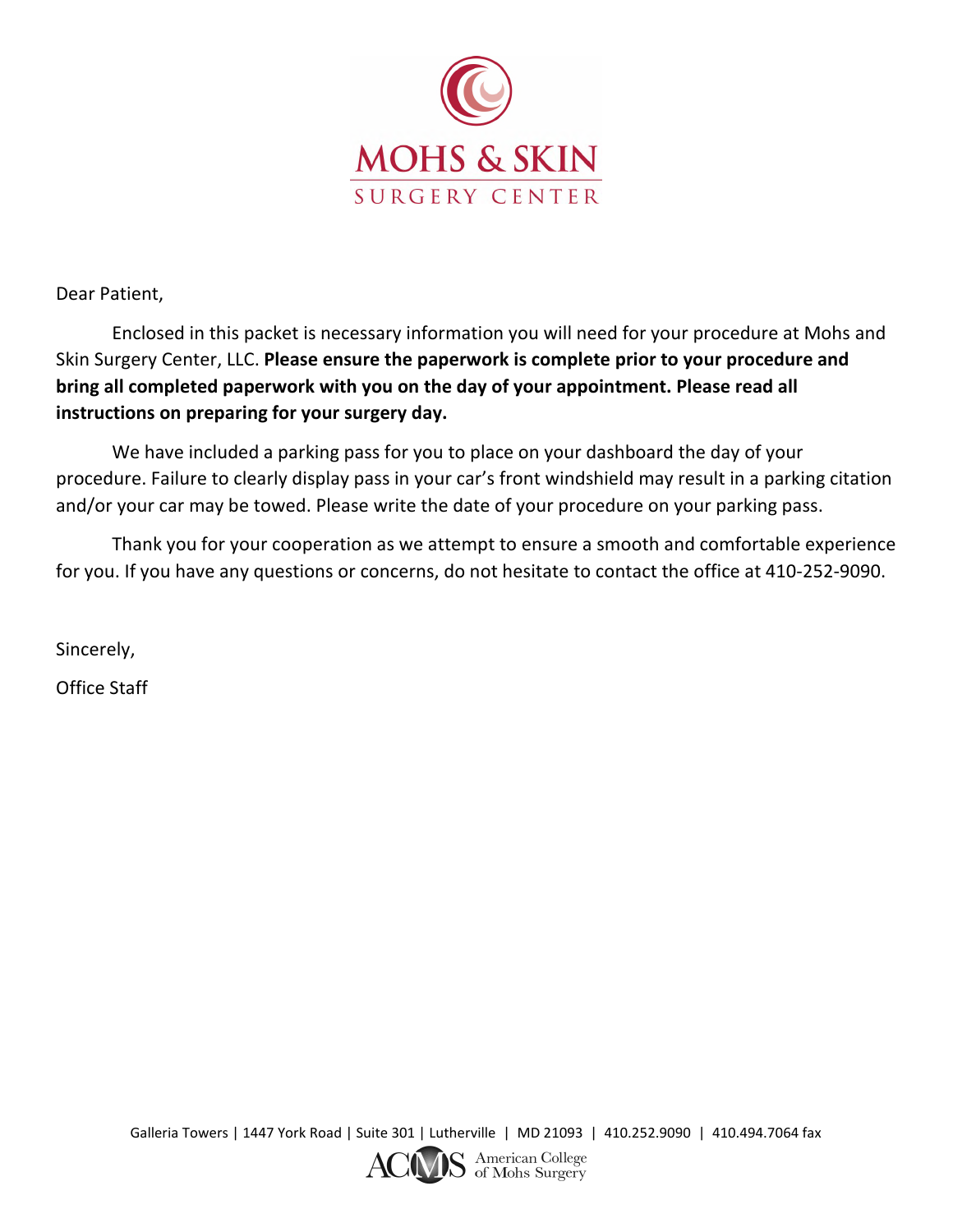# MOHS & SKIN
## SURGERY CENTER

Dear Patient,

Enclosed in this packet is necessary information you will need for your procedure at Mohs and Skin Surgery Center, LLC. **Please ensure the paperwork is complete prior to your procedure and bring all completed paperwork with you on the day of your appointment. Please read all instructions on preparing for your surgery day.**

We have included a parking pass for you to place on your dashboard the day of your procedure. Failure to clearly display pass in your car's front windshield may result in a parking citation and/or your car may be towed. Please write the date of your procedure on your parking pass.

Thank you for your cooperation as we attempt to ensure a smooth and comfortable experience for you. If you have any questions or concerns, do not hesitate to contact the office at 410-252-9090.

Sincerely,

Office Staff

Galleria Towers | 1447 York Road | Suite 301 | Lutherville | MD 21093 | 410.252.9090 | 410.494.7064 fax

ACMS American College of Mohs Surgery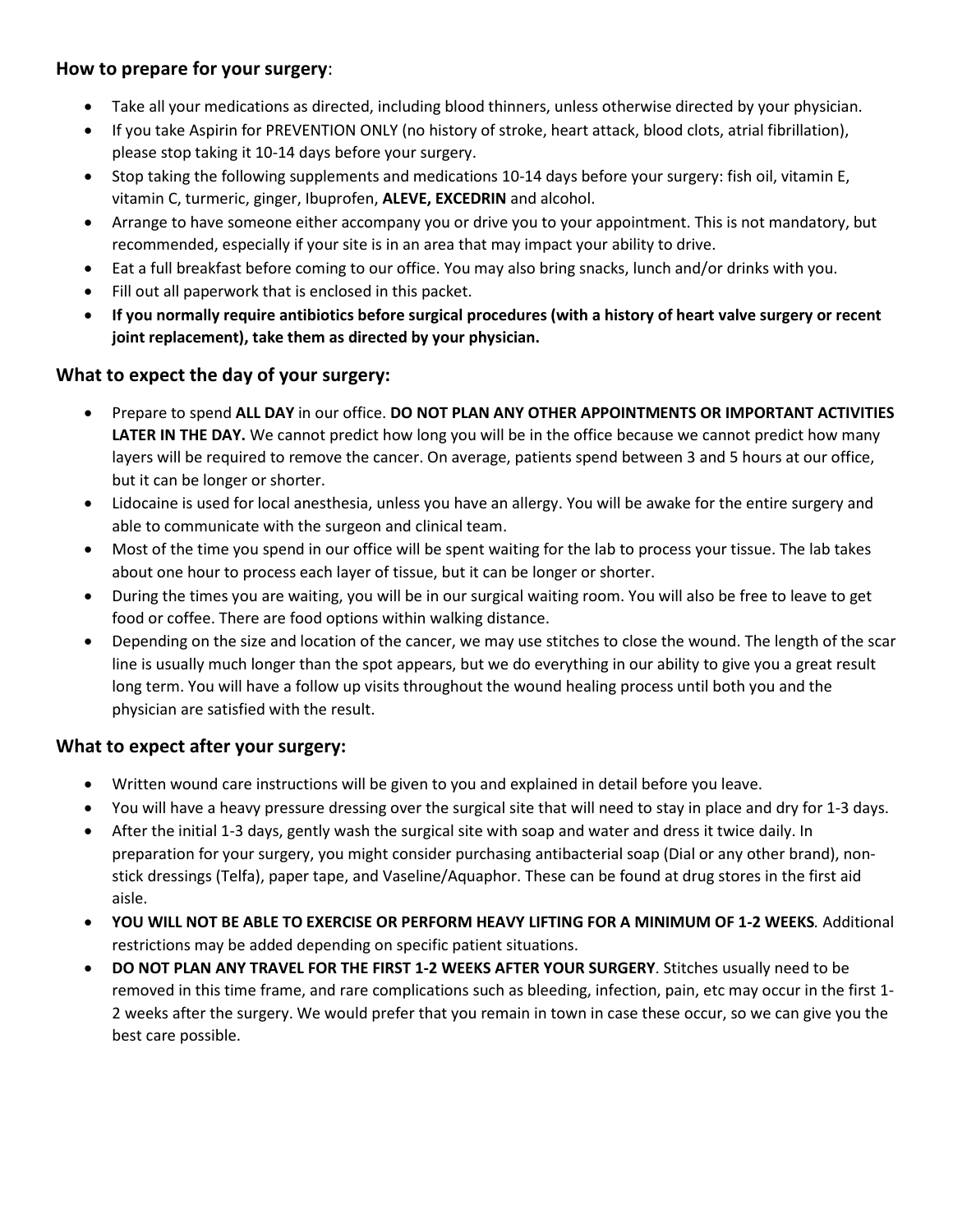### **How to prepare for your surgery**:

- Take all your medications as directed, including blood thinners, unless otherwise directed by your physician.
- If you take Aspirin for PREVENTION ONLY (no history of stroke, heart attack, blood clots, atrial fibrillation), please stop taking it 10-14 days before your surgery.
- Stop taking the following supplements and medications 10-14 days before your surgery: fish oil, vitamin E, vitamin C, turmeric, ginger, Ibuprofen, **ALEVE, EXCEDRIN** and alcohol.
- Arrange to have someone either accompany you or drive you to your appointment. This is not mandatory, but recommended, especially if your site is in an area that may impact your ability to drive.
- Eat a full breakfast before coming to our office. You may also bring snacks, lunch and/or drinks with you.
- Fill out all paperwork that is enclosed in this packet.
- **If you normally require antibiotics before surgical procedures (with a history of heart valve surgery or recent joint replacement), take them as directed by your physician.**

### **What to expect the day of your surgery:**

- Prepare to spend **ALL DAY** in our office. **DO NOT PLAN ANY OTHER APPOINTMENTS OR IMPORTANT ACTIVITIES LATER IN THE DAY.** We cannot predict how long you will be in the office because we cannot predict how many layers will be required to remove the cancer. On average, patients spend between 3 and 5 hours at our office, but it can be longer or shorter.
- Lidocaine is used for local anesthesia, unless you have an allergy. You will be awake for the entire surgery and able to communicate with the surgeon and clinical team.
- Most of the time you spend in our office will be spent waiting for the lab to process your tissue. The lab takes about one hour to process each layer of tissue, but it can be longer or shorter.
- During the times you are waiting, you will be in our surgical waiting room. You will also be free to leave to get food or coffee. There are food options within walking distance.
- Depending on the size and location of the cancer, we may use stitches to close the wound. The length of the scar line is usually much longer than the spot appears, but we do everything in our ability to give you a great result long term. You will have a follow up visits throughout the wound healing process until both you and the physician are satisfied with the result.

### **What to expect after your surgery:**

- Written wound care instructions will be given to you and explained in detail before you leave.
- You will have a heavy pressure dressing over the surgical site that will need to stay in place and dry for 1-3 days.
- After the initial 1-3 days, gently wash the surgical site with soap and water and dress it twice daily. In preparation for your surgery, you might consider purchasing antibacterial soap (Dial or any other brand), non-stick dressings (Telfa), paper tape, and Vaseline/Aquaphor. These can be found at drug stores in the first aid aisle.
- **YOU WILL NOT BE ABLE TO EXERCISE OR PERFORM HEAVY LIFTING FOR A MINIMUM OF 1-2 WEEKS***.* Additional restrictions may be added depending on specific patient situations.
- **DO NOT PLAN ANY TRAVEL FOR THE FIRST 1-2 WEEKS AFTER YOUR SURGERY**. Stitches usually need to be removed in this time frame, and rare complications such as bleeding, infection, pain, etc may occur in the first 1-2 weeks after the surgery. We would prefer that you remain in town in case these occur, so we can give you the best care possible.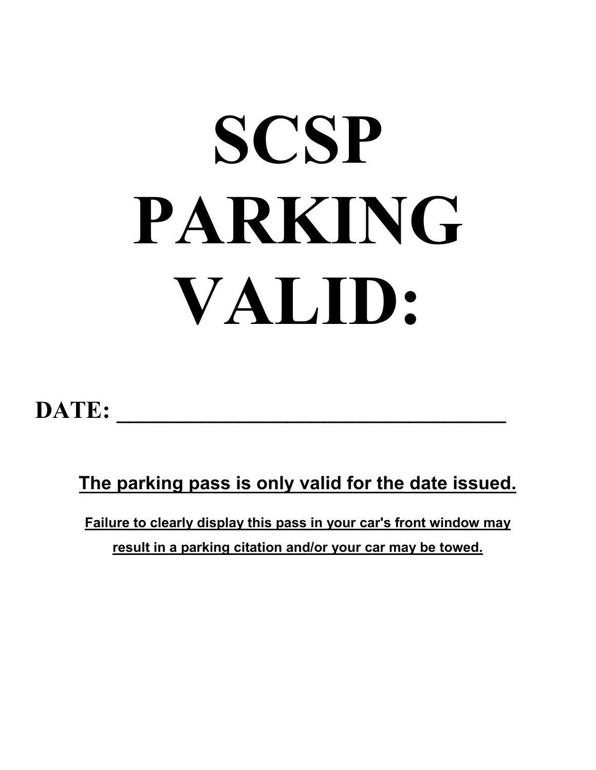# SCSP PARKING VALID:

**DATE: ___________________________________**

**<u>The parking pass is only valid for the date issued.</u>**

**<u>Failure to clearly display this pass in your car's front window may result in a parking citation and/or your car may be towed.</u>**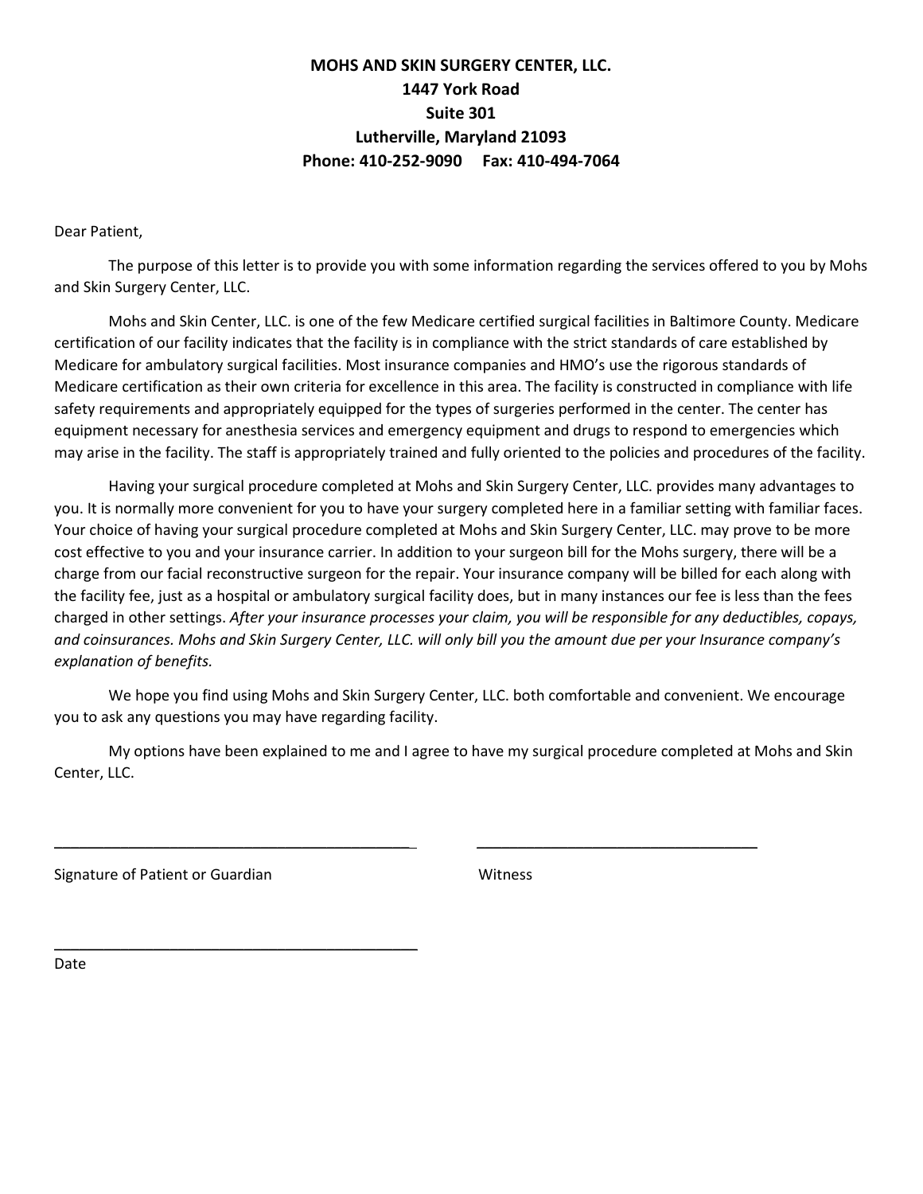**MOHS AND SKIN SURGERY CENTER, LLC.**
**1447 York Road**
**Suite 301**
**Lutherville, Maryland 21093**
**Phone: 410-252-9090 Fax: 410-494-7064**

Dear Patient,

The purpose of this letter is to provide you with some information regarding the services offered to you by Mohs and Skin Surgery Center, LLC.

Mohs and Skin Center, LLC. is one of the few Medicare certified surgical facilities in Baltimore County. Medicare certification of our facility indicates that the facility is in compliance with the strict standards of care established by Medicare for ambulatory surgical facilities. Most insurance companies and HMO's use the rigorous standards of Medicare certification as their own criteria for excellence in this area. The facility is constructed in compliance with life safety requirements and appropriately equipped for the types of surgeries performed in the center. The center has equipment necessary for anesthesia services and emergency equipment and drugs to respond to emergencies which may arise in the facility. The staff is appropriately trained and fully oriented to the policies and procedures of the facility.

Having your surgical procedure completed at Mohs and Skin Surgery Center, LLC. provides many advantages to you. It is normally more convenient for you to have your surgery completed here in a familiar setting with familiar faces. Your choice of having your surgical procedure completed at Mohs and Skin Surgery Center, LLC. may prove to be more cost effective to you and your insurance carrier. In addition to your surgeon bill for the Mohs surgery, there will be a charge from our facial reconstructive surgeon for the repair. Your insurance company will be billed for each along with the facility fee, just as a hospital or ambulatory surgical facility does, but in many instances our fee is less than the fees charged in other settings. *After your insurance processes your claim, you will be responsible for any deductibles, copays, and coinsurances. Mohs and Skin Surgery Center, LLC. will only bill you the amount due per your Insurance company's explanation of benefits.*

We hope you find using Mohs and Skin Surgery Center, LLC. both comfortable and convenient. We encourage you to ask any questions you may have regarding facility.

My options have been explained to me and I agree to have my surgical procedure completed at Mohs and Skin Center, LLC.

_____________________________________________ &nbsp;&nbsp;&nbsp;&nbsp; ___________________________________

Signature of Patient or Guardian &nbsp;&nbsp;&nbsp;&nbsp; Witness

_____________________________________________

Date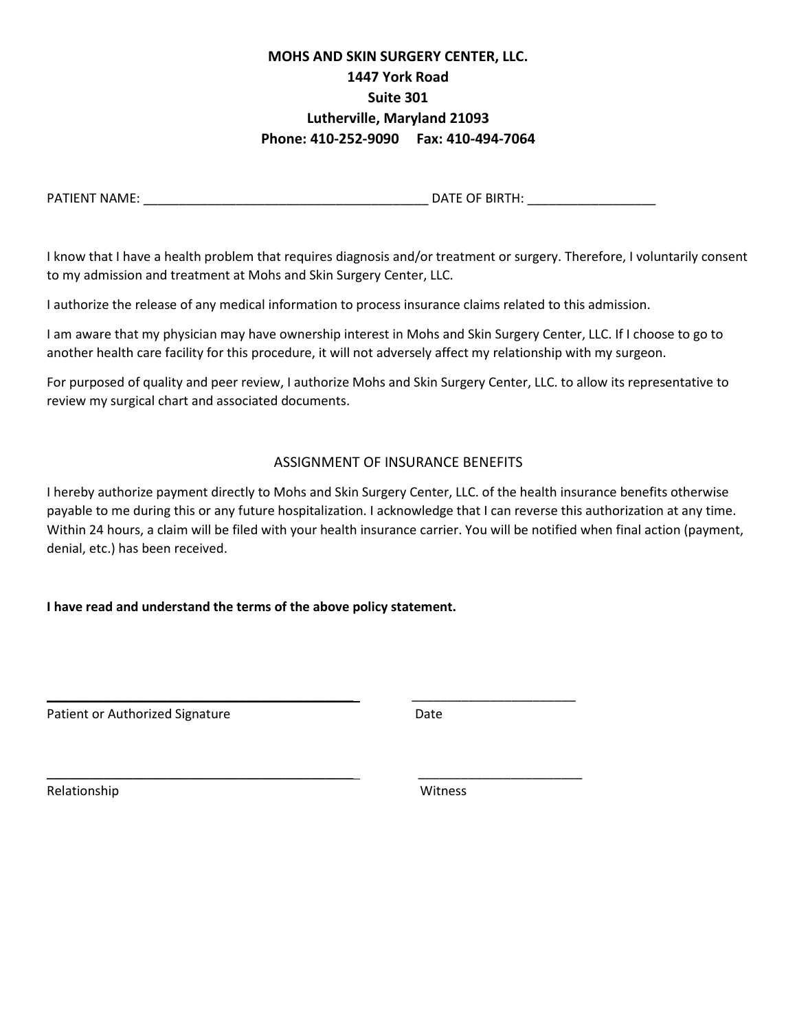**MOHS AND SKIN SURGERY CENTER, LLC.**
**1447 York Road**
**Suite 301**
**Lutherville, Maryland 21093**
**Phone: 410-252-9090 Fax: 410-494-7064**

PATIENT NAME: ________________________________________ DATE OF BIRTH: __________________

I know that I have a health problem that requires diagnosis and/or treatment or surgery. Therefore, I voluntarily consent to my admission and treatment at Mohs and Skin Surgery Center, LLC.

I authorize the release of any medical information to process insurance claims related to this admission.

I am aware that my physician may have ownership interest in Mohs and Skin Surgery Center, LLC. If I choose to go to another health care facility for this procedure, it will not adversely affect my relationship with my surgeon.

For purposed of quality and peer review, I authorize Mohs and Skin Surgery Center, LLC. to allow its representative to review my surgical chart and associated documents.

## ASSIGNMENT OF INSURANCE BENEFITS

I hereby authorize payment directly to Mohs and Skin Surgery Center, LLC. of the health insurance benefits otherwise payable to me during this or any future hospitalization. I acknowledge that I can reverse this authorization at any time. Within 24 hours, a claim will be filed with your health insurance carrier. You will be notified when final action (payment, denial, etc.) has been received.

**I have read and understand the terms of the above policy statement.**

_____________________________________________ _______________________

Patient or Authorized Signature Date

_____________________________________________ _______________________

Relationship Witness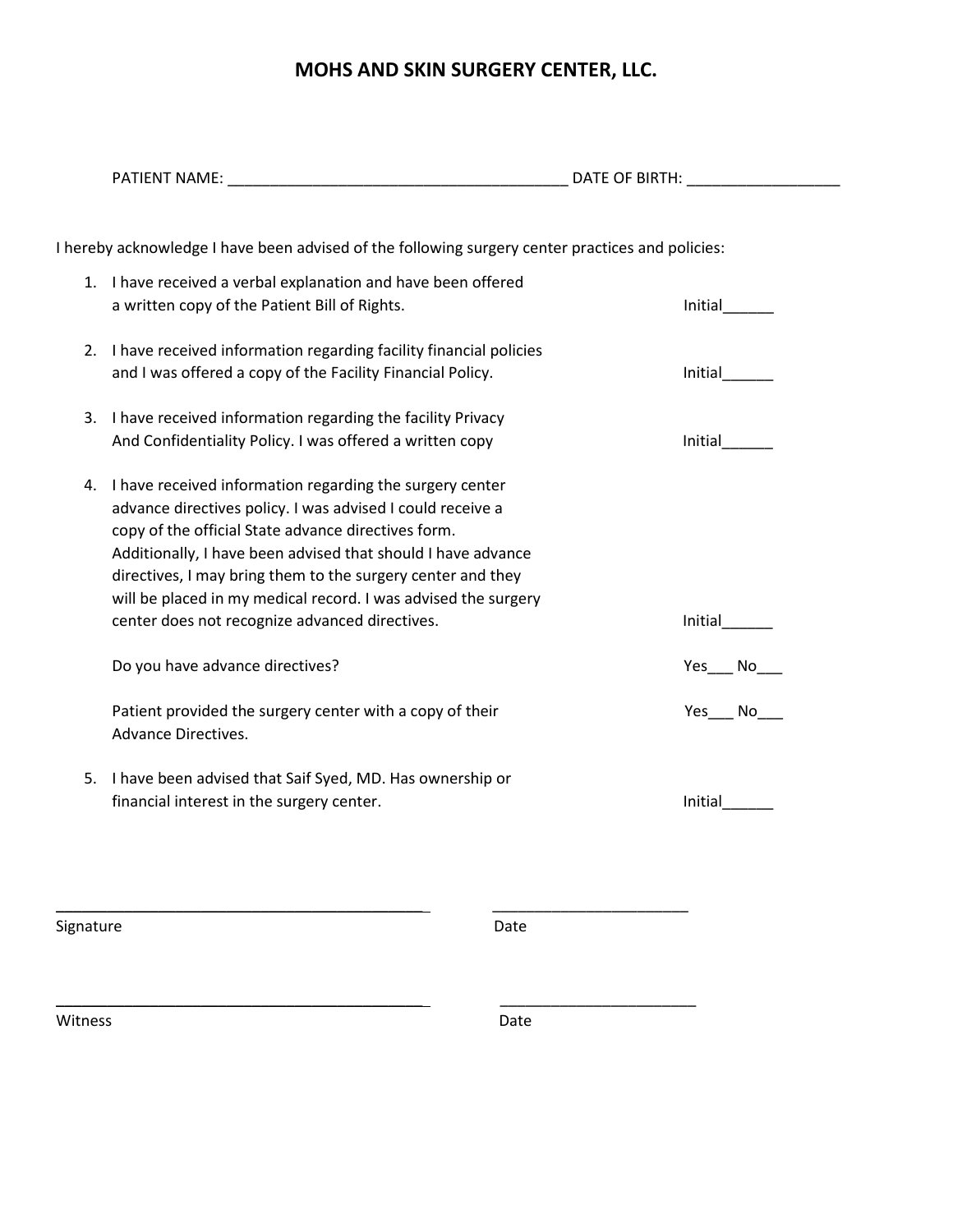# MOHS AND SKIN SURGERY CENTER, LLC.

PATIENT NAME: ________________________________________ DATE OF BIRTH: __________________

I hereby acknowledge I have been advised of the following surgery center practices and policies:

1. I have received a verbal explanation and have been offered a written copy of the Patient Bill of Rights. Initial______

2. I have received information regarding facility financial policies and I was offered a copy of the Facility Financial Policy. Initial______

3. I have received information regarding the facility Privacy And Confidentiality Policy. I was offered a written copy Initial______

4. I have received information regarding the surgery center advance directives policy. I was advised I could receive a copy of the official State advance directives form. Additionally, I have been advised that should I have advance directives, I may bring them to the surgery center and they will be placed in my medical record. I was advised the surgery center does not recognize advanced directives. Initial______

   Do you have advance directives? Yes___ No___

   Patient provided the surgery center with a copy of their Advance Directives. Yes___ No___

5. I have been advised that Saif Syed, MD. Has ownership or financial interest in the surgery center. Initial______

______________________________________________ ________________________

Signature Date

______________________________________________ ________________________

Witness Date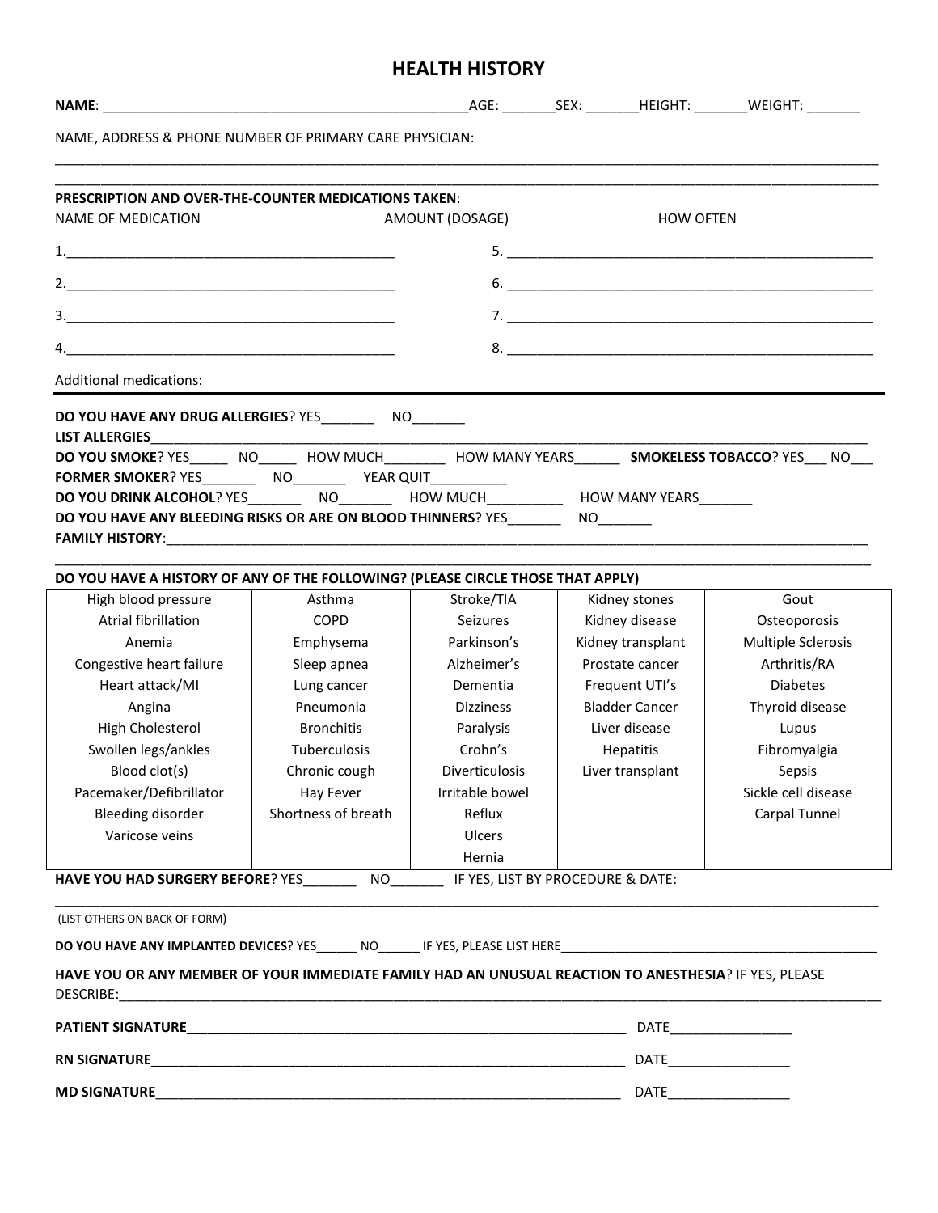# HEALTH HISTORY

**NAME**: ________________________________________________AGE: _______SEX: _______HEIGHT: _______WEIGHT: _______

NAME, ADDRESS & PHONE NUMBER OF PRIMARY CARE PHYSICIAN:

______________________________________________________________________________________________________

______________________________________________________________________________________________________

**PRESCRIPTION AND OVER-THE-COUNTER MEDICATIONS TAKEN**:

NAME OF MEDICATION AMOUNT (DOSAGE) HOW OFTEN

1.___________________________________________ 5. ________________________________________________

2.___________________________________________ 6. ________________________________________________

3.___________________________________________ 7. ________________________________________________

4.___________________________________________ 8. ________________________________________________

Additional medications:

---

**DO YOU HAVE ANY DRUG ALLERGIES**? YES_______ NO_______

**LIST ALLERGIES**__________________________________________________________________________________________

**DO YOU SMOKE**? YES_____ NO_____ HOW MUCH________ HOW MANY YEARS______ **SMOKELESS TOBACCO**? YES___ NO___

**FORMER SMOKER**? YES_______ NO_______ YEAR QUIT_________

**DO YOU DRINK ALCOHOL**? YES_______ NO_______ HOW MUCH__________ HOW MANY YEARS_______

**DO YOU HAVE ANY BLEEDING RISKS OR ARE ON BLOOD THINNERS**? YES_______ NO_______

**FAMILY HISTORY**:_________________________________________________________________________________________

______________________________________________________________________________________________________

**DO YOU HAVE A HISTORY OF ANY OF THE FOLLOWING? (PLEASE CIRCLE THOSE THAT APPLY)**

| | | | | |
|---|---|---|---|---|
| High blood pressure | Asthma | Stroke/TIA | Kidney stones | Gout |
| Atrial fibrillation | COPD | Seizures | Kidney disease | Osteoporosis |
| Anemia | Emphysema | Parkinson's | Kidney transplant | Multiple Sclerosis |
| Congestive heart failure | Sleep apnea | Alzheimer's | Prostate cancer | Arthritis/RA |
| Heart attack/MI | Lung cancer | Dementia | Frequent UTI's | Diabetes |
| Angina | Pneumonia | Dizziness | Bladder Cancer | Thyroid disease |
| High Cholesterol | Bronchitis | Paralysis | Liver disease | Lupus |
| Swollen legs/ankles | Tuberculosis | Crohn's | Hepatitis | Fibromyalgia |
| Blood clot(s) | Chronic cough | Diverticulosis | Liver transplant | Sepsis |
| Pacemaker/Defibrillator | Hay Fever | Irritable bowel | | Sickle cell disease |
| Bleeding disorder | Shortness of breath | Reflux | | Carpal Tunnel |
| Varicose veins | | Ulcers | | |
| | | Hernia | | |

**HAVE YOU HAD SURGERY BEFORE**? YES_______ NO_______ IF YES, LIST BY PROCEDURE & DATE:

______________________________________________________________________________________________________

(LIST OTHERS ON BACK OF FORM)

**DO YOU HAVE ANY IMPLANTED DEVICES**? YES______ NO______ IF YES, PLEASE LIST HERE_____________________________________________

**HAVE YOU OR ANY MEMBER OF YOUR IMMEDIATE FAMILY HAD AN UNUSUAL REACTION TO ANESTHESIA**? IF YES, PLEASE DESCRIBE:_________________________________________________________________________________________________

**PATIENT SIGNATURE**_____________________________________________________________ DATE________________

**RN SIGNATURE**_________________________________________________________________ DATE________________

**MD SIGNATURE**_________________________________________________________________ DATE________________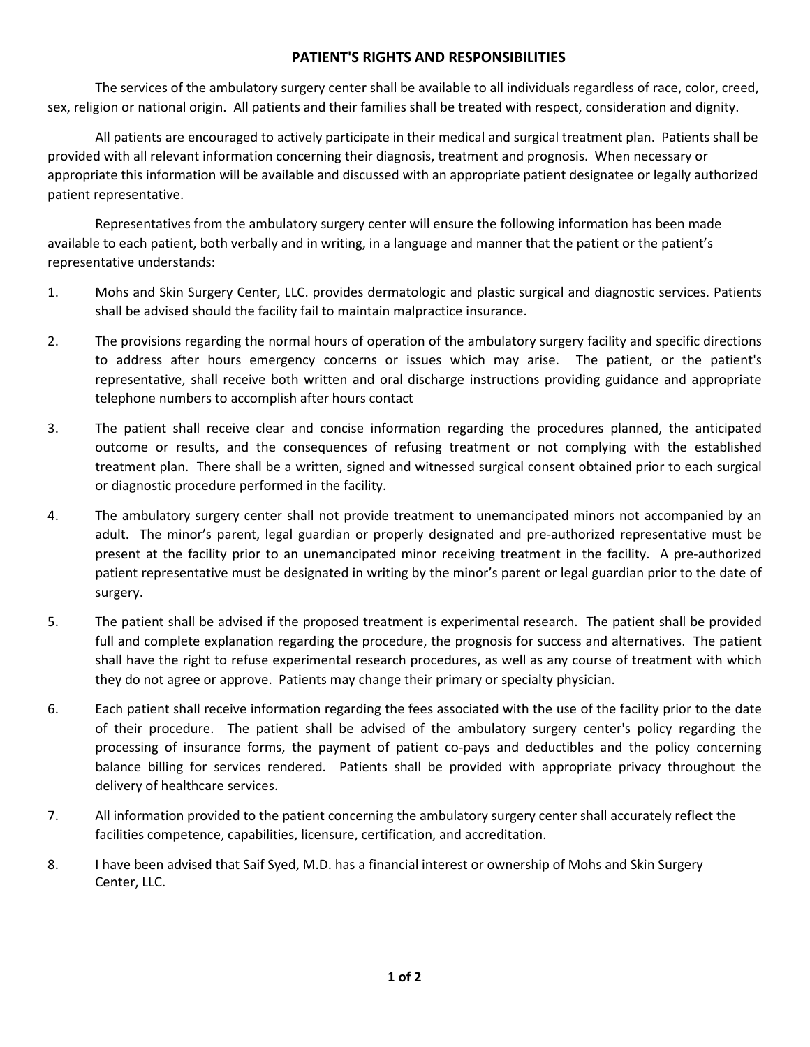## PATIENT'S RIGHTS AND RESPONSIBILITIES

The services of the ambulatory surgery center shall be available to all individuals regardless of race, color, creed, sex, religion or national origin. All patients and their families shall be treated with respect, consideration and dignity.

All patients are encouraged to actively participate in their medical and surgical treatment plan. Patients shall be provided with all relevant information concerning their diagnosis, treatment and prognosis. When necessary or appropriate this information will be available and discussed with an appropriate patient designatee or legally authorized patient representative.

Representatives from the ambulatory surgery center will ensure the following information has been made available to each patient, both verbally and in writing, in a language and manner that the patient or the patient's representative understands:

1. Mohs and Skin Surgery Center, LLC. provides dermatologic and plastic surgical and diagnostic services. Patients shall be advised should the facility fail to maintain malpractice insurance.

2. The provisions regarding the normal hours of operation of the ambulatory surgery facility and specific directions to address after hours emergency concerns or issues which may arise. The patient, or the patient's representative, shall receive both written and oral discharge instructions providing guidance and appropriate telephone numbers to accomplish after hours contact

3. The patient shall receive clear and concise information regarding the procedures planned, the anticipated outcome or results, and the consequences of refusing treatment or not complying with the established treatment plan. There shall be a written, signed and witnessed surgical consent obtained prior to each surgical or diagnostic procedure performed in the facility.

4. The ambulatory surgery center shall not provide treatment to unemancipated minors not accompanied by an adult. The minor's parent, legal guardian or properly designated and pre-authorized representative must be present at the facility prior to an unemancipated minor receiving treatment in the facility. A pre-authorized patient representative must be designated in writing by the minor's parent or legal guardian prior to the date of surgery.

5. The patient shall be advised if the proposed treatment is experimental research. The patient shall be provided full and complete explanation regarding the procedure, the prognosis for success and alternatives. The patient shall have the right to refuse experimental research procedures, as well as any course of treatment with which they do not agree or approve. Patients may change their primary or specialty physician.

6. Each patient shall receive information regarding the fees associated with the use of the facility prior to the date of their procedure. The patient shall be advised of the ambulatory surgery center's policy regarding the processing of insurance forms, the payment of patient co-pays and deductibles and the policy concerning balance billing for services rendered. Patients shall be provided with appropriate privacy throughout the delivery of healthcare services.

7. All information provided to the patient concerning the ambulatory surgery center shall accurately reflect the facilities competence, capabilities, licensure, certification, and accreditation.

8. I have been advised that Saif Syed, M.D. has a financial interest or ownership of Mohs and Skin Surgery Center, LLC.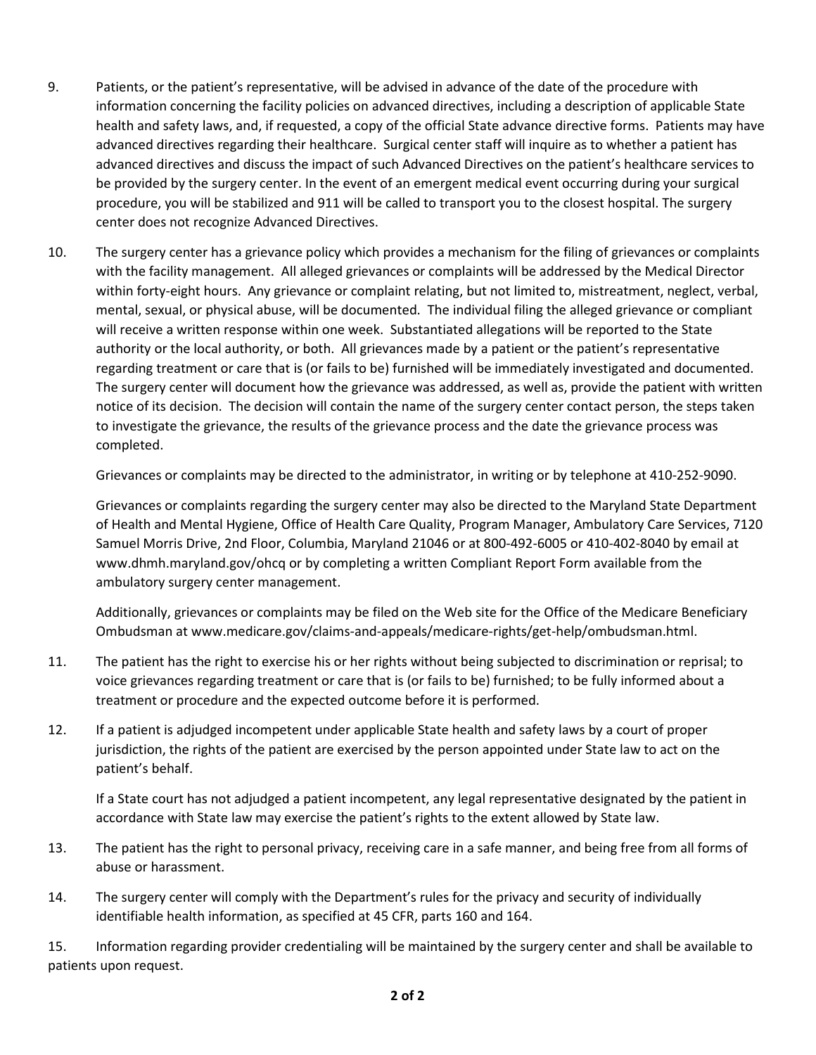9. Patients, or the patient's representative, will be advised in advance of the date of the procedure with information concerning the facility policies on advanced directives, including a description of applicable State health and safety laws, and, if requested, a copy of the official State advance directive forms. Patients may have advanced directives regarding their healthcare. Surgical center staff will inquire as to whether a patient has advanced directives and discuss the impact of such Advanced Directives on the patient's healthcare services to be provided by the surgery center. In the event of an emergent medical event occurring during your surgical procedure, you will be stabilized and 911 will be called to transport you to the closest hospital. The surgery center does not recognize Advanced Directives.

10. The surgery center has a grievance policy which provides a mechanism for the filing of grievances or complaints with the facility management. All alleged grievances or complaints will be addressed by the Medical Director within forty-eight hours. Any grievance or complaint relating, but not limited to, mistreatment, neglect, verbal, mental, sexual, or physical abuse, will be documented. The individual filing the alleged grievance or compliant will receive a written response within one week. Substantiated allegations will be reported to the State authority or the local authority, or both. All grievances made by a patient or the patient's representative regarding treatment or care that is (or fails to be) furnished will be immediately investigated and documented. The surgery center will document how the grievance was addressed, as well as, provide the patient with written notice of its decision. The decision will contain the name of the surgery center contact person, the steps taken to investigate the grievance, the results of the grievance process and the date the grievance process was completed.

    Grievances or complaints may be directed to the administrator, in writing or by telephone at 410-252-9090.

    Grievances or complaints regarding the surgery center may also be directed to the Maryland State Department of Health and Mental Hygiene, Office of Health Care Quality, Program Manager, Ambulatory Care Services, 7120 Samuel Morris Drive, 2nd Floor, Columbia, Maryland 21046 or at 800-492-6005 or 410-402-8040 by email at www.dhmh.maryland.gov/ohcq or by completing a written Compliant Report Form available from the ambulatory surgery center management.

    Additionally, grievances or complaints may be filed on the Web site for the Office of the Medicare Beneficiary Ombudsman at www.medicare.gov/claims-and-appeals/medicare-rights/get-help/ombudsman.html.

11. The patient has the right to exercise his or her rights without being subjected to discrimination or reprisal; to voice grievances regarding treatment or care that is (or fails to be) furnished; to be fully informed about a treatment or procedure and the expected outcome before it is performed.

12. If a patient is adjudged incompetent under applicable State health and safety laws by a court of proper jurisdiction, the rights of the patient are exercised by the person appointed under State law to act on the patient's behalf.

    If a State court has not adjudged a patient incompetent, any legal representative designated by the patient in accordance with State law may exercise the patient's rights to the extent allowed by State law.

13. The patient has the right to personal privacy, receiving care in a safe manner, and being free from all forms of abuse or harassment.

14. The surgery center will comply with the Department's rules for the privacy and security of individually identifiable health information, as specified at 45 CFR, parts 160 and 164.

15. Information regarding provider credentialing will be maintained by the surgery center and shall be available to patients upon request.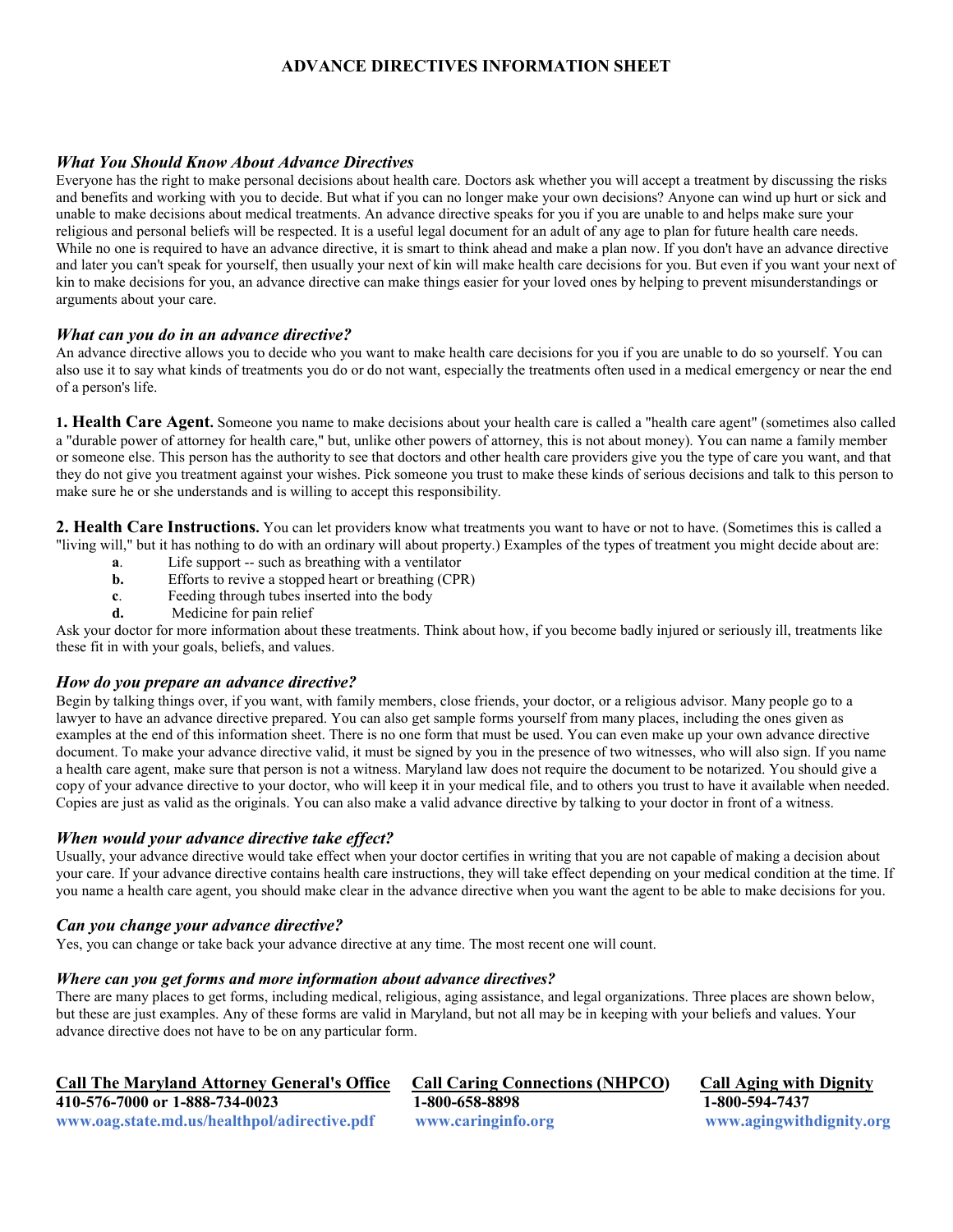# ADVANCE DIRECTIVES INFORMATION SHEET

### *What You Should Know About Advance Directives*

Everyone has the right to make personal decisions about health care. Doctors ask whether you will accept a treatment by discussing the risks and benefits and working with you to decide. But what if you can no longer make your own decisions? Anyone can wind up hurt or sick and unable to make decisions about medical treatments. An advance directive speaks for you if you are unable to and helps make sure your religious and personal beliefs will be respected. It is a useful legal document for an adult of any age to plan for future health care needs. While no one is required to have an advance directive, it is smart to think ahead and make a plan now. If you don't have an advance directive and later you can't speak for yourself, then usually your next of kin will make health care decisions for you. But even if you want your next of kin to make decisions for you, an advance directive can make things easier for your loved ones by helping to prevent misunderstandings or arguments about your care.

### *What can you do in an advance directive?*

An advance directive allows you to decide who you want to make health care decisions for you if you are unable to do so yourself. You can also use it to say what kinds of treatments you do or do not want, especially the treatments often used in a medical emergency or near the end of a person's life.

**1. Health Care Agent.** Someone you name to make decisions about your health care is called a "health care agent" (sometimes also called a "durable power of attorney for health care," but, unlike other powers of attorney, this is not about money). You can name a family member or someone else. This person has the authority to see that doctors and other health care providers give you the type of care you want, and that they do not give you treatment against your wishes. Pick someone you trust to make these kinds of serious decisions and talk to this person to make sure he or she understands and is willing to accept this responsibility.

**2. Health Care Instructions.** You can let providers know what treatments you want to have or not to have. (Sometimes this is called a "living will," but it has nothing to do with an ordinary will about property.) Examples of the types of treatment you might decide about are:

- **a**. Life support -- such as breathing with a ventilator
- **b.** Efforts to revive a stopped heart or breathing (CPR)
- **c**. Feeding through tubes inserted into the body
- **d.** Medicine for pain relief

Ask your doctor for more information about these treatments. Think about how, if you become badly injured or seriously ill, treatments like these fit in with your goals, beliefs, and values.

### *How do you prepare an advance directive?*

Begin by talking things over, if you want, with family members, close friends, your doctor, or a religious advisor. Many people go to a lawyer to have an advance directive prepared. You can also get sample forms yourself from many places, including the ones given as examples at the end of this information sheet. There is no one form that must be used. You can even make up your own advance directive document. To make your advance directive valid, it must be signed by you in the presence of two witnesses, who will also sign. If you name a health care agent, make sure that person is not a witness. Maryland law does not require the document to be notarized. You should give a copy of your advance directive to your doctor, who will keep it in your medical file, and to others you trust to have it available when needed. Copies are just as valid as the originals. You can also make a valid advance directive by talking to your doctor in front of a witness.

### *When would your advance directive take effect?*

Usually, your advance directive would take effect when your doctor certifies in writing that you are not capable of making a decision about your care. If your advance directive contains health care instructions, they will take effect depending on your medical condition at the time. If you name a health care agent, you should make clear in the advance directive when you want the agent to be able to make decisions for you.

### *Can you change your advance directive?*

Yes, you can change or take back your advance directive at any time. The most recent one will count.

### *Where can you get forms and more information about advance directives?*

There are many places to get forms, including medical, religious, aging assistance, and legal organizations. Three places are shown below, but these are just examples. Any of these forms are valid in Maryland, but not all may be in keeping with your beliefs and values. Your advance directive does not have to be on any particular form.

**Call The Maryland Attorney General's Office**
**410-576-7000 or 1-888-734-0023**
www.oag.state.md.us/healthpol/adirective.pdf

**Call Caring Connections (NHPCO)**
**1-800-658-8898**
www.caringinfo.org

**Call Aging with Dignity**
**1-800-594-7437**
www.agingwithdignity.org